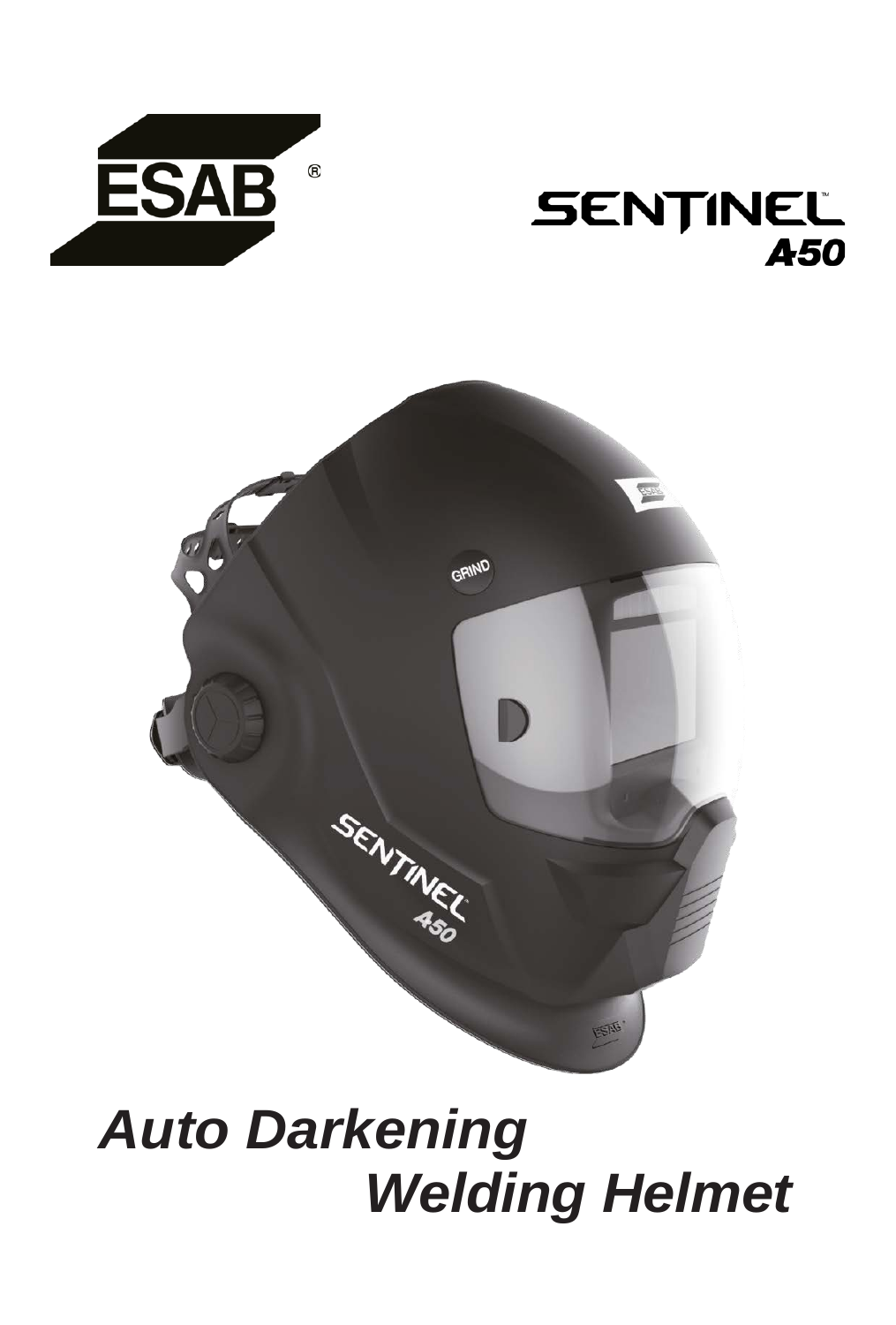ESAB®

SENTINEL™ A50

# *Auto Darkening Welding Helmet*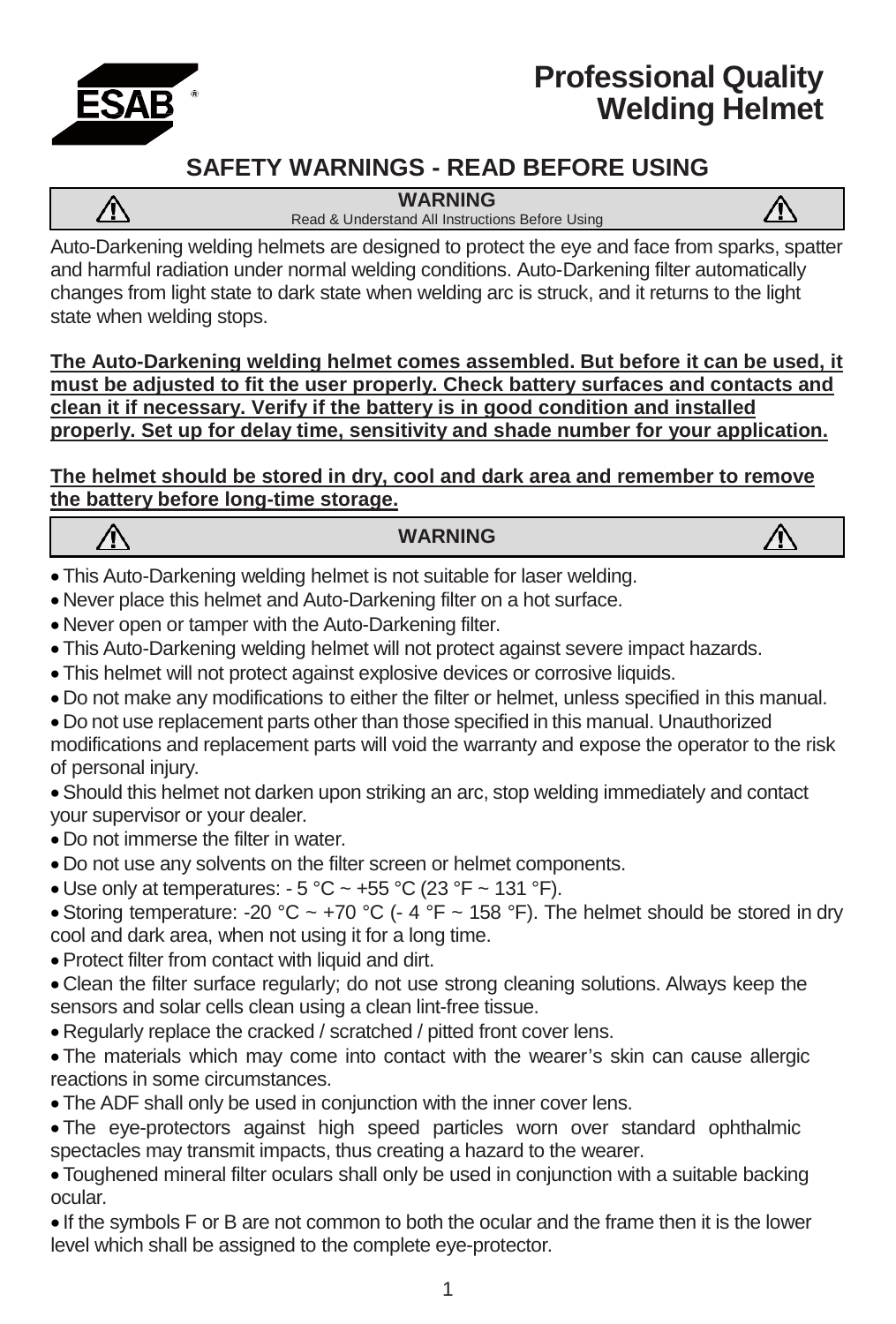# Professional Quality Welding Helmet

## SAFETY WARNINGS - READ BEFORE USING

**WARNING**

Read & Understand All Instructions Before Using

Auto-Darkening welding helmets are designed to protect the eye and face from sparks, spatter and harmful radiation under normal welding conditions. Auto-Darkening filter automatically changes from light state to dark state when welding arc is struck, and it returns to the light state when welding stops.

**The Auto-Darkening welding helmet comes assembled. But before it can be used, it must be adjusted to fit the user properly. Check battery surfaces and contacts and clean it if necessary. Verify if the battery is in good condition and installed properly. Set up for delay time, sensitivity and shade number for your application.**

**The helmet should be stored in dry, cool and dark area and remember to remove the battery before long-time storage.**

**WARNING**

- This Auto-Darkening welding helmet is not suitable for laser welding.
- Never place this helmet and Auto-Darkening filter on a hot surface.
- Never open or tamper with the Auto-Darkening filter.
- This Auto-Darkening welding helmet will not protect against severe impact hazards.
- This helmet will not protect against explosive devices or corrosive liquids.
- Do not make any modifications to either the filter or helmet, unless specified in this manual.
- Do not use replacement parts other than those specified in this manual. Unauthorized modifications and replacement parts will void the warranty and expose the operator to the risk of personal injury.
- Should this helmet not darken upon striking an arc, stop welding immediately and contact your supervisor or your dealer.
- Do not immerse the filter in water.
- Do not use any solvents on the filter screen or helmet components.
- Use only at temperatures: - 5 °C ~ +55 °C (23 °F ~ 131 °F).
- Storing temperature: -20 °C ~ +70 °C (- 4 °F ~ 158 °F). The helmet should be stored in dry cool and dark area, when not using it for a long time.
- Protect filter from contact with liquid and dirt.
- Clean the filter surface regularly; do not use strong cleaning solutions. Always keep the sensors and solar cells clean using a clean lint-free tissue.
- Regularly replace the cracked / scratched / pitted front cover lens.
- The materials which may come into contact with the wearer's skin can cause allergic reactions in some circumstances.
- The ADF shall only be used in conjunction with the inner cover lens.
- The eye-protectors against high speed particles worn over standard ophthalmic spectacles may transmit impacts, thus creating a hazard to the wearer.
- Toughened mineral filter oculars shall only be used in conjunction with a suitable backing ocular.
- If the symbols F or B are not common to both the ocular and the frame then it is the lower level which shall be assigned to the complete eye-protector.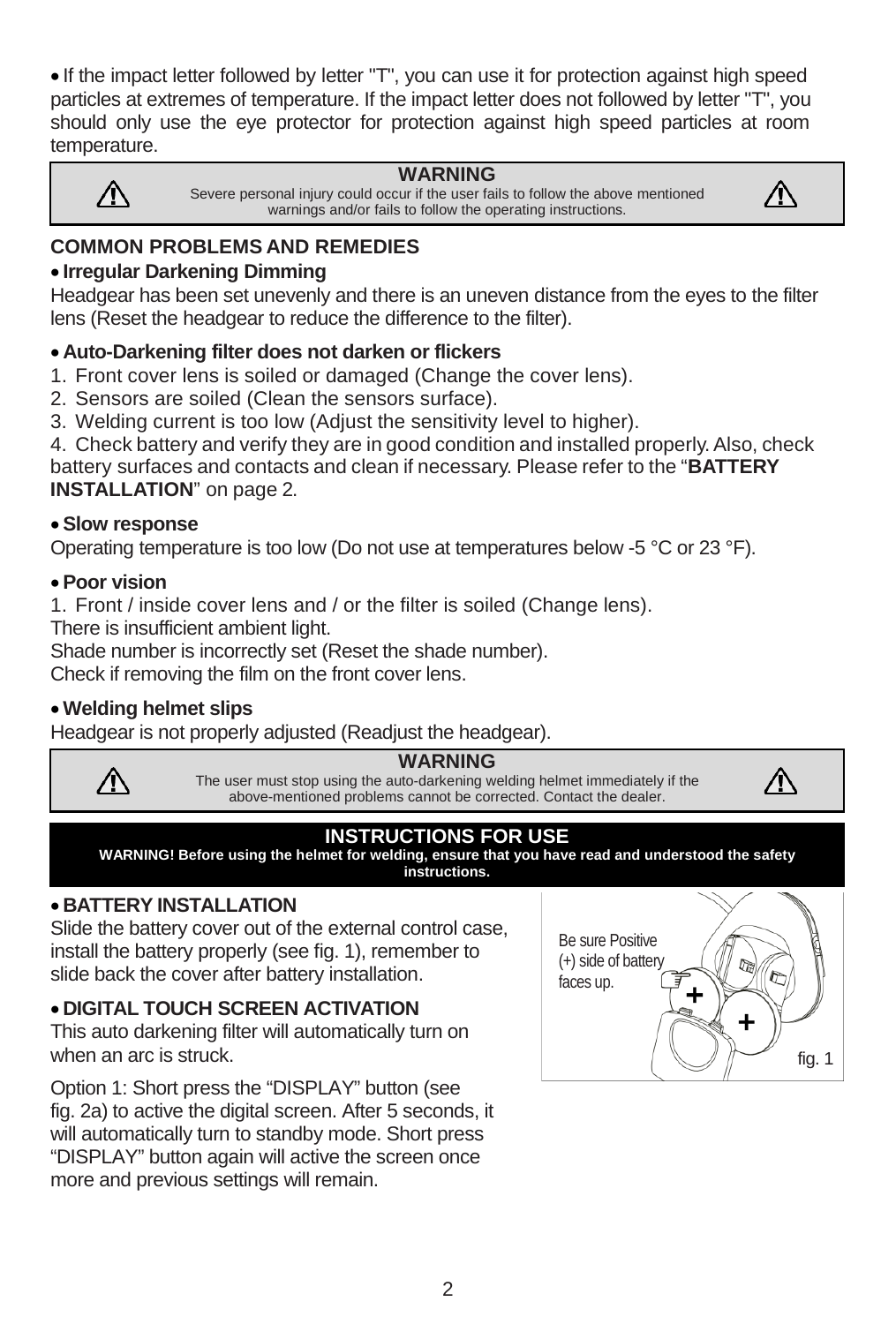- If the impact letter followed by letter "T", you can use it for protection against high speed particles at extremes of temperature. If the impact letter does not followed by letter "T", you should only use the eye protector for protection against high speed particles at room temperature.

> ⚠ **WARNING**
> Severe personal injury could occur if the user fails to follow the above mentioned warnings and/or fails to follow the operating instructions.

## COMMON PROBLEMS AND REMEDIES

- **Irregular Darkening Dimming**

Headgear has been set unevenly and there is an uneven distance from the eyes to the filter lens (Reset the headgear to reduce the difference to the filter).

- **Auto-Darkening filter does not darken or flickers**

1. Front cover lens is soiled or damaged (Change the cover lens).
2. Sensors are soiled (Clean the sensors surface).
3. Welding current is too low (Adjust the sensitivity level to higher).
4. Check battery and verify they are in good condition and installed properly. Also, check battery surfaces and contacts and clean if necessary. Please refer to the "**BATTERY INSTALLATION**" on page 2.

- **Slow response**

Operating temperature is too low (Do not use at temperatures below -5 °C or 23 °F).

- **Poor vision**

1. Front / inside cover lens and / or the filter is soiled (Change lens).

There is insufficient ambient light.

Shade number is incorrectly set (Reset the shade number).

Check if removing the film on the front cover lens.

- **Welding helmet slips**

Headgear is not properly adjusted (Readjust the headgear).

> ⚠ **WARNING**
> The user must stop using the auto-darkening welding helmet immediately if the above-mentioned problems cannot be corrected. Contact the dealer.

## INSTRUCTIONS FOR USE

**WARNING! Before using the helmet for welding, ensure that you have read and understood the safety instructions.**

- **BATTERY INSTALLATION**

Slide the battery cover out of the external control case, install the battery properly (see fig. 1), remember to slide back the cover after battery installation.

Be sure Positive (+) side of battery faces up.

fig. 1

- **DIGITAL TOUCH SCREEN ACTIVATION**

This auto darkening filter will automatically turn on when an arc is struck.

Option 1: Short press the "DISPLAY" button (see fig. 2a) to active the digital screen. After 5 seconds, it will automatically turn to standby mode. Short press "DISPLAY" button again will active the screen once more and previous settings will remain.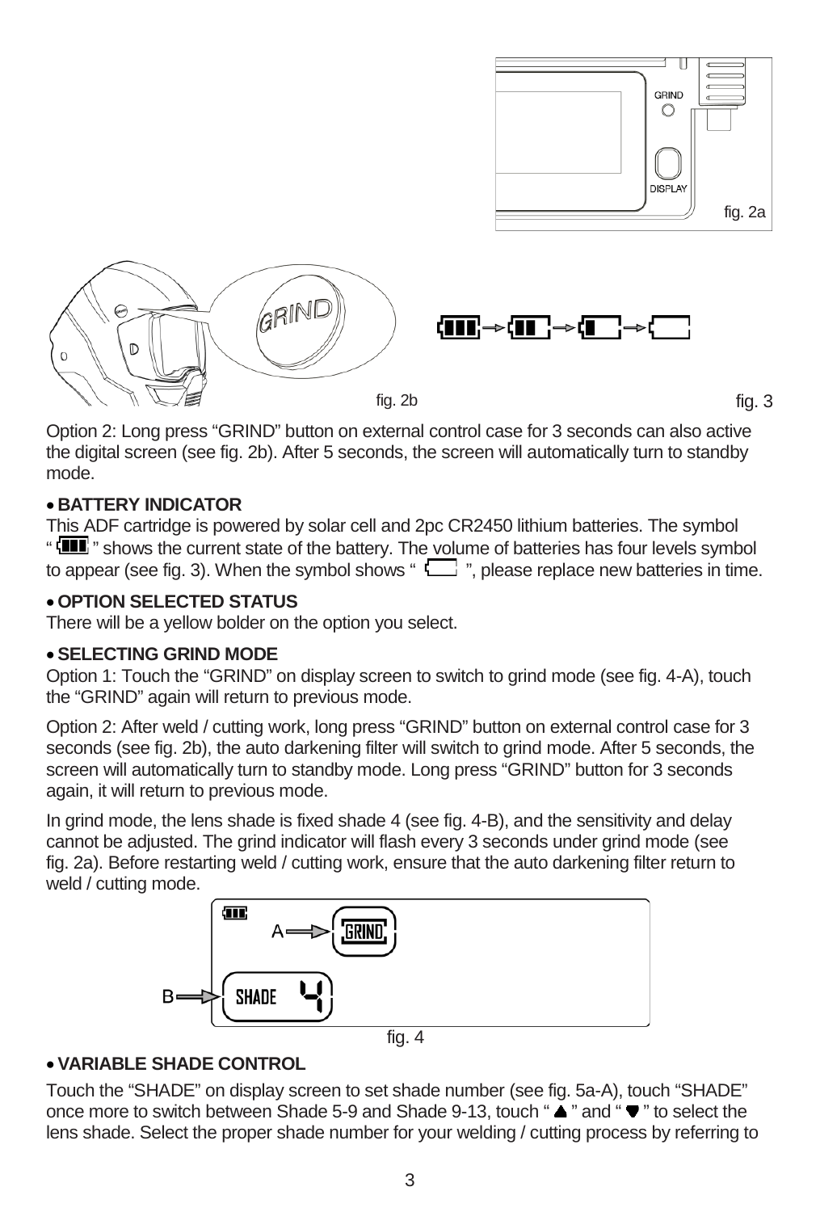fig. 2a

fig. 2b

fig. 3

Option 2: Long press “GRIND” button on external control case for 3 seconds can also active the digital screen (see fig. 2b). After 5 seconds, the screen will automatically turn to standby mode.

- **BATTERY INDICATOR**

This ADF cartridge is powered by solar cell and 2pc CR2450 lithium batteries. The symbol “ ” shows the current state of the battery. The volume of batteries has four levels symbol to appear (see fig. 3). When the symbol shows “ ”, please replace new batteries in time.

- **OPTION SELECTED STATUS**

There will be a yellow bolder on the option you select.

- **SELECTING GRIND MODE**

Option 1: Touch the “GRIND” on display screen to switch to grind mode (see fig. 4-A), touch the “GRIND” again will return to previous mode.

Option 2: After weld / cutting work, long press “GRIND” button on external control case for 3 seconds (see fig. 2b), the auto darkening filter will switch to grind mode. After 5 seconds, the screen will automatically turn to standby mode. Long press “GRIND” button for 3 seconds again, it will return to previous mode.

In grind mode, the lens shade is fixed shade 4 (see fig. 4-B), and the sensitivity and delay cannot be adjusted. The grind indicator will flash every 3 seconds under grind mode (see fig. 2a). Before restarting weld / cutting work, ensure that the auto darkening filter return to weld / cutting mode.

fig. 4

- **VARIABLE SHADE CONTROL**

Touch the “SHADE” on display screen to set shade number (see fig. 5a-A), touch “SHADE” once more to switch between Shade 5-9 and Shade 9-13, touch “ ▲ ” and “ ▼ ” to select the lens shade. Select the proper shade number for your welding / cutting process by referring to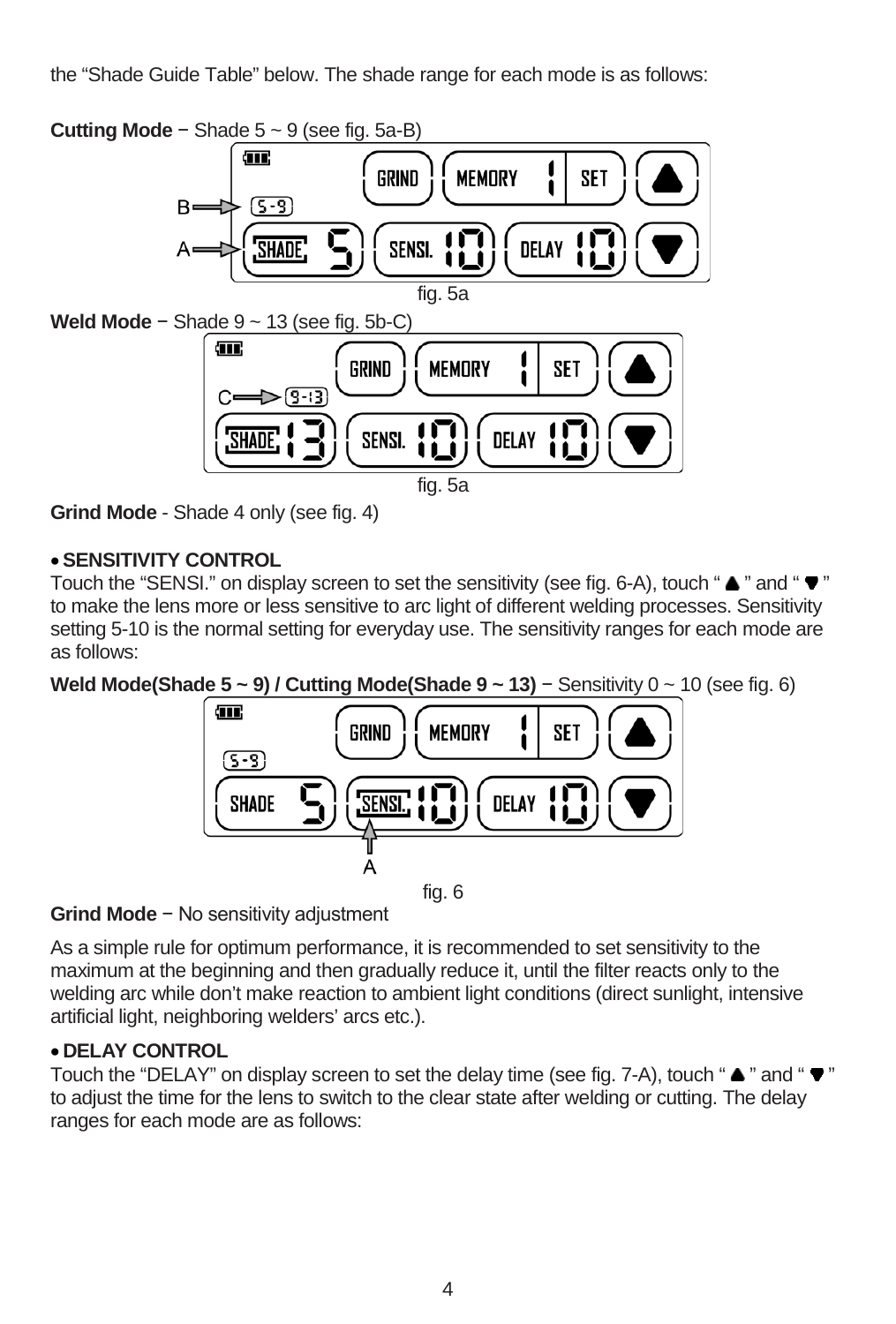the “Shade Guide Table” below. The shade range for each mode is as follows:

**Cutting Mode** − Shade 5 ~ 9 (see fig. 5a-B)

fig. 5a

**Weld Mode** − Shade 9 ~ 13 (see fig. 5b-C)

fig. 5a

**Grind Mode** - Shade 4 only (see fig. 4)

- **SENSITIVITY CONTROL**

Touch the “SENSI.” on display screen to set the sensitivity (see fig. 6-A), touch “ ▲ ” and “ ▼ ” to make the lens more or less sensitive to arc light of different welding processes. Sensitivity setting 5-10 is the normal setting for everyday use. The sensitivity ranges for each mode are as follows:

**Weld Mode(Shade 5 ~ 9) / Cutting Mode(Shade 9 ~ 13)** − Sensitivity 0 ~ 10 (see fig. 6)

fig. 6

**Grind Mode** − No sensitivity adjustment

As a simple rule for optimum performance, it is recommended to set sensitivity to the maximum at the beginning and then gradually reduce it, until the filter reacts only to the welding arc while don’t make reaction to ambient light conditions (direct sunlight, intensive artificial light, neighboring welders’ arcs etc.).

- **DELAY CONTROL**

Touch the “DELAY” on display screen to set the delay time (see fig. 7-A), touch “ ▲ ” and “ ▼ ” to adjust the time for the lens to switch to the clear state after welding or cutting. The delay ranges for each mode are as follows: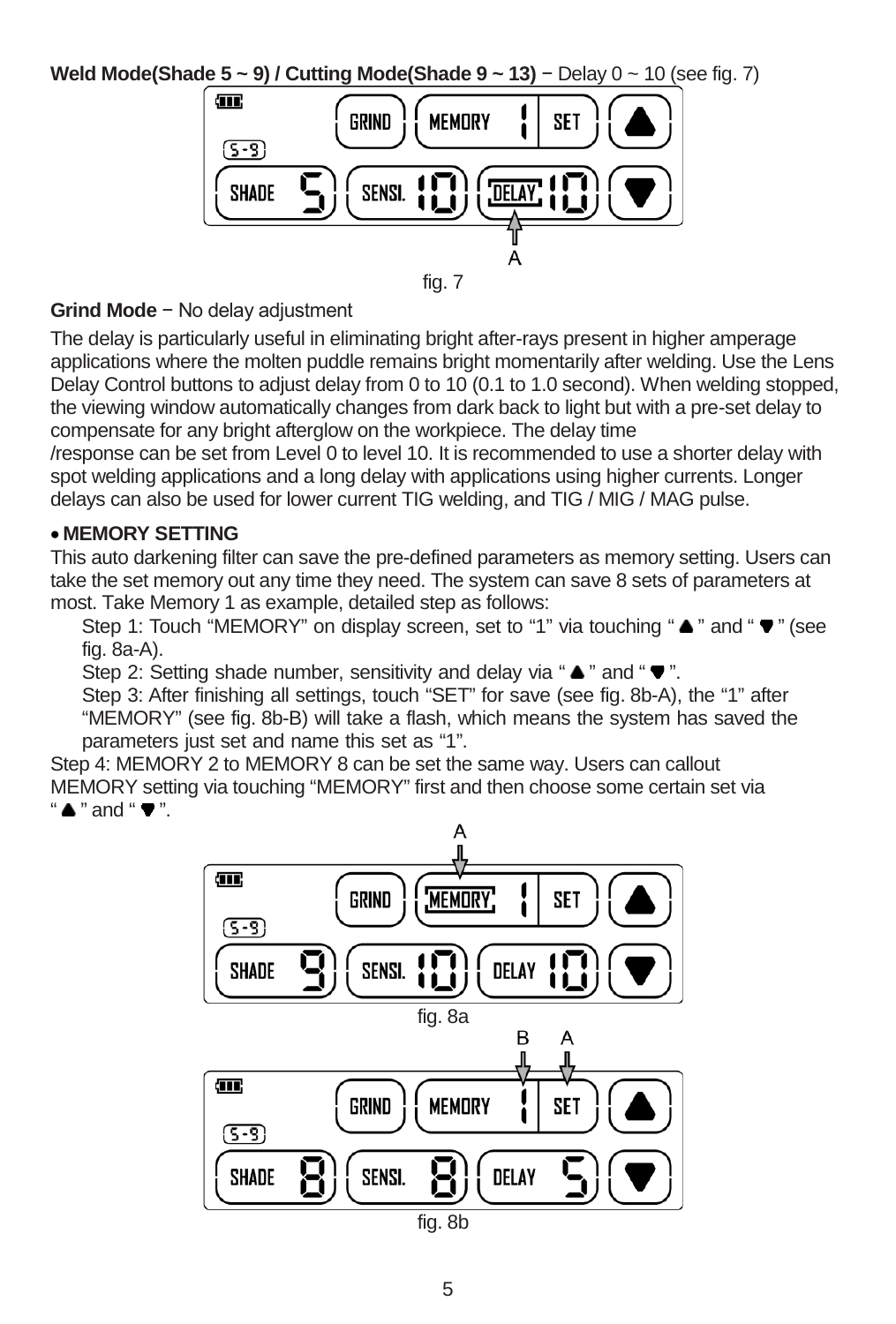**Weld Mode(Shade 5 ~ 9) / Cutting Mode(Shade 9 ~ 13)** − Delay 0 ~ 10 (see fig. 7)

fig. 7

**Grind Mode** − No delay adjustment

The delay is particularly useful in eliminating bright after-rays present in higher amperage applications where the molten puddle remains bright momentarily after welding. Use the Lens Delay Control buttons to adjust delay from 0 to 10 (0.1 to 1.0 second). When welding stopped, the viewing window automatically changes from dark back to light but with a pre-set delay to compensate for any bright afterglow on the workpiece. The delay time /response can be set from Level 0 to level 10. It is recommended to use a shorter delay with spot welding applications and a long delay with applications using higher currents. Longer delays can also be used for lower current TIG welding, and TIG / MIG / MAG pulse.

- **MEMORY SETTING**

This auto darkening filter can save the pre-defined parameters as memory setting. Users can take the set memory out any time they need. The system can save 8 sets of parameters at most. Take Memory 1 as example, detailed step as follows:

Step 1: Touch "MEMORY" on display screen, set to "1" via touching "▲" and "▼" (see fig. 8a-A).

Step 2: Setting shade number, sensitivity and delay via "▲" and "▼".

Step 3: After finishing all settings, touch "SET" for save (see fig. 8b-A), the "1" after "MEMORY" (see fig. 8b-B) will take a flash, which means the system has saved the parameters just set and name this set as "1".

Step 4: MEMORY 2 to MEMORY 8 can be set the same way. Users can callout MEMORY setting via touching "MEMORY" first and then choose some certain set via "▲" and "▼".

fig. 8a

fig. 8b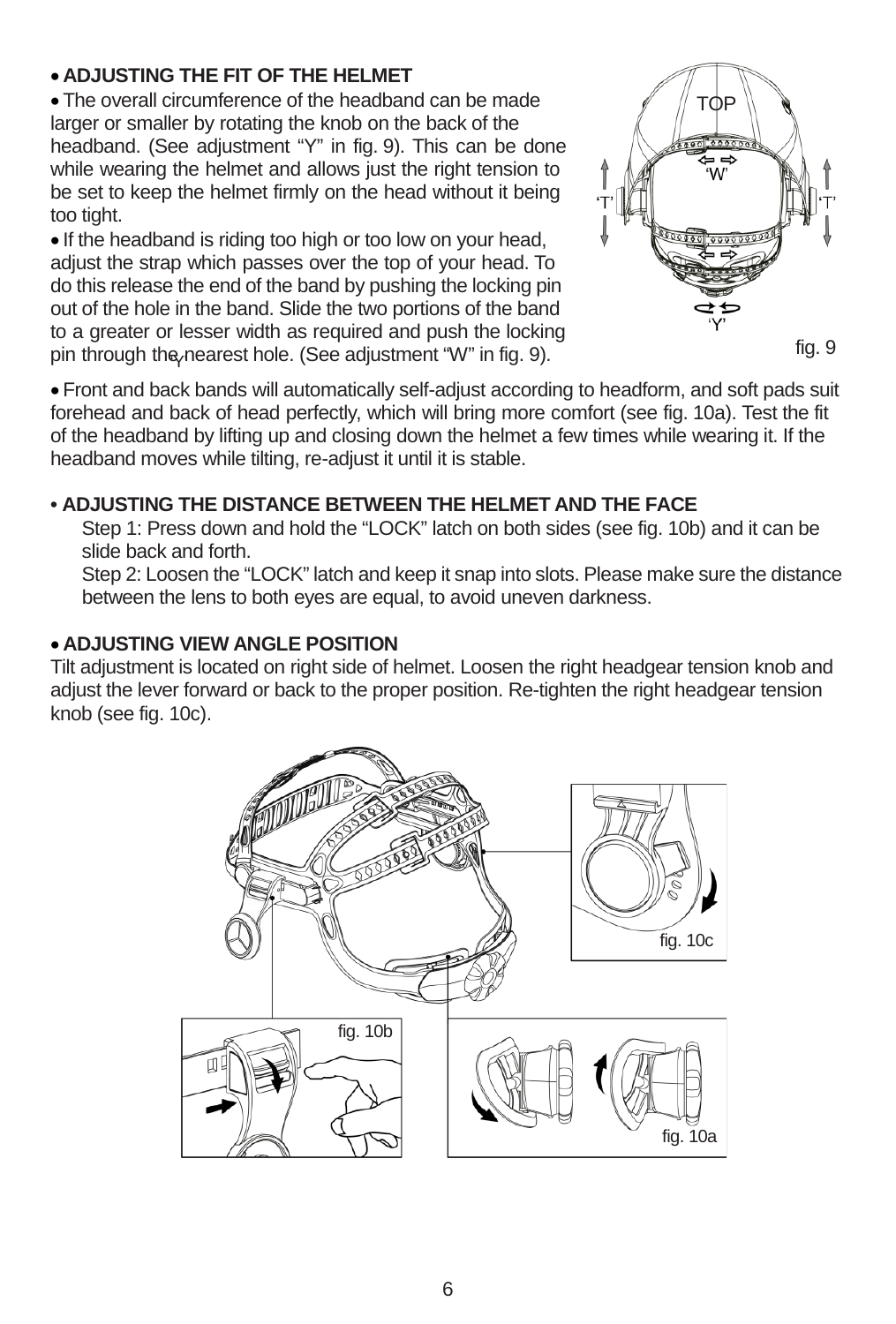- **ADJUSTING THE FIT OF THE HELMET**

- The overall circumference of the headband can be made larger or smaller by rotating the knob on the back of the headband. (See adjustment "Y" in fig. 9). This can be done while wearing the helmet and allows just the right tension to be set to keep the helmet firmly on the head without it being too tight.
- If the headband is riding too high or too low on your head, adjust the strap which passes over the top of your head. To do this release the end of the band by pushing the locking pin out of the hole in the band. Slide the two portions of the band to a greater or lesser width as required and push the locking pin through the nearest hole. (See adjustment "W" in fig. 9).

fig. 9

- Front and back bands will automatically self-adjust according to headform, and soft pads suit forehead and back of head perfectly, which will bring more comfort (see fig. 10a). Test the fit of the headband by lifting up and closing down the helmet a few times while wearing it. If the headband moves while tilting, re-adjust it until it is stable.

- **ADJUSTING THE DISTANCE BETWEEN THE HELMET AND THE FACE**

  Step 1: Press down and hold the "LOCK" latch on both sides (see fig. 10b) and it can be slide back and forth.

  Step 2: Loosen the "LOCK" latch and keep it snap into slots. Please make sure the distance between the lens to both eyes are equal, to avoid uneven darkness.

- **ADJUSTING VIEW ANGLE POSITION**

Tilt adjustment is located on right side of helmet. Loosen the right headgear tension knob and adjust the lever forward or back to the proper position. Re-tighten the right headgear tension knob (see fig. 10c).

fig. 10c

fig. 10b

fig. 10a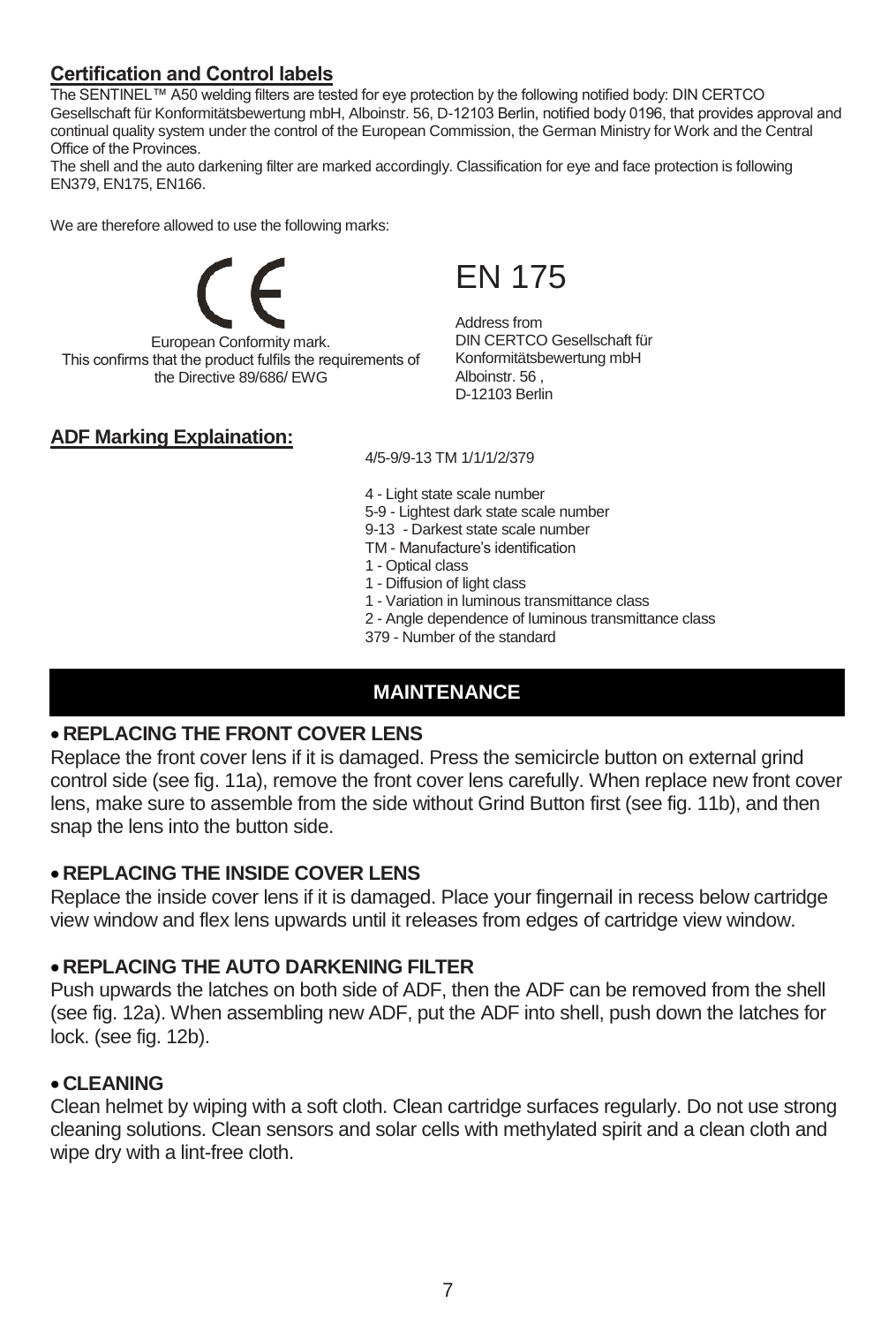## Certification and Control labels

The SENTINEL™ A50 welding filters are tested for eye protection by the following notified body: DIN CERTCO Gesellschaft für Konformitätsbewertung mbH, Alboinstr. 56, D-12103 Berlin, notified body 0196, that provides approval and continual quality system under the control of the European Commission, the German Ministry for Work and the Central Office of the Provinces.

The shell and the auto darkening filter are marked accordingly. Classification for eye and face protection is following EN379, EN175, EN166.

We are therefore allowed to use the following marks:

CE

European Conformity mark.
This confirms that the product fulfils the requirements of the Directive 89/686/ EWG

EN 175

Address from
DIN CERTCO Gesellschaft für Konformitätsbewertung mbH
Alboinstr. 56 ,
D-12103 Berlin

## ADF Marking Explaination:

4/5-9/9-13 TM 1/1/1/2/379

- 4 - Light state scale number
- 5-9 - Lightest dark state scale number
- 9-13 - Darkest state scale number
- TM - Manufacture's identification
- 1 - Optical class
- 1 - Diffusion of light class
- 1 - Variation in luminous transmittance class
- 2 - Angle dependence of luminous transmittance class
- 379 - Number of the standard

# MAINTENANCE

### • REPLACING THE FRONT COVER LENS

Replace the front cover lens if it is damaged. Press the semicircle button on external grind control side (see fig. 11a), remove the front cover lens carefully. When replace new front cover lens, make sure to assemble from the side without Grind Button first (see fig. 11b), and then snap the lens into the button side.

### • REPLACING THE INSIDE COVER LENS

Replace the inside cover lens if it is damaged. Place your fingernail in recess below cartridge view window and flex lens upwards until it releases from edges of cartridge view window.

### • REPLACING THE AUTO DARKENING FILTER

Push upwards the latches on both side of ADF, then the ADF can be removed from the shell (see fig. 12a). When assembling new ADF, put the ADF into shell, push down the latches for lock. (see fig. 12b).

### • CLEANING

Clean helmet by wiping with a soft cloth. Clean cartridge surfaces regularly. Do not use strong cleaning solutions. Clean sensors and solar cells with methylated spirit and a clean cloth and wipe dry with a lint-free cloth.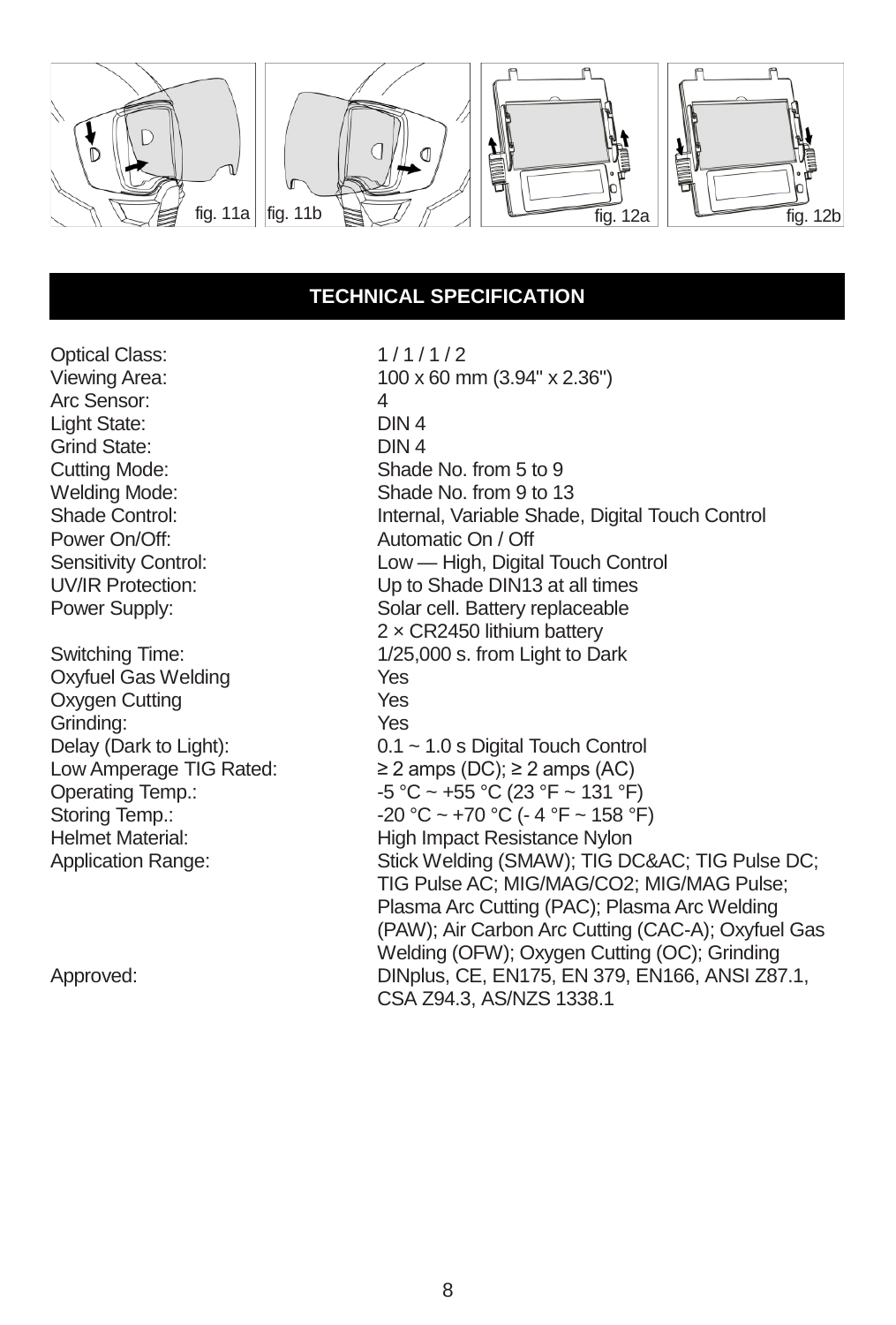fig. 11a fig. 11b fig. 12a fig. 12b

## TECHNICAL SPECIFICATION

| | |
|---|---|
| Optical Class: | 1 / 1 / 1 / 2 |
| Viewing Area: | 100 x 60 mm (3.94" x 2.36") |
| Arc Sensor: | 4 |
| Light State: | DIN 4 |
| Grind State: | DIN 4 |
| Cutting Mode: | Shade No. from 5 to 9 |
| Welding Mode: | Shade No. from 9 to 13 |
| Shade Control: | Internal, Variable Shade, Digital Touch Control |
| Power On/Off: | Automatic On / Off |
| Sensitivity Control: | Low — High, Digital Touch Control |
| UV/IR Protection: | Up to Shade DIN13 at all times |
| Power Supply: | Solar cell. Battery replaceable 2 × CR2450 lithium battery |
| Switching Time: | 1/25,000 s. from Light to Dark |
| Oxyfuel Gas Welding | Yes |
| Oxygen Cutting | Yes |
| Grinding: | Yes |
| Delay (Dark to Light): | 0.1 ~ 1.0 s Digital Touch Control |
| Low Amperage TIG Rated: | ≥ 2 amps (DC); ≥ 2 amps (AC) |
| Operating Temp.: | -5 °C ~ +55 °C (23 °F ~ 131 °F) |
| Storing Temp.: | -20 °C ~ +70 °C (- 4 °F ~ 158 °F) |
| Helmet Material: | High Impact Resistance Nylon |
| Application Range: | Stick Welding (SMAW); TIG DC&AC; TIG Pulse DC; TIG Pulse AC; MIG/MAG/CO2; MIG/MAG Pulse; Plasma Arc Cutting (PAC); Plasma Arc Welding (PAW); Air Carbon Arc Cutting (CAC-A); Oxyfuel Gas Welding (OFW); Oxygen Cutting (OC); Grinding |
| Approved: | DINplus, CE, EN175, EN 379, EN166, ANSI Z87.1, CSA Z94.3, AS/NZS 1338.1 |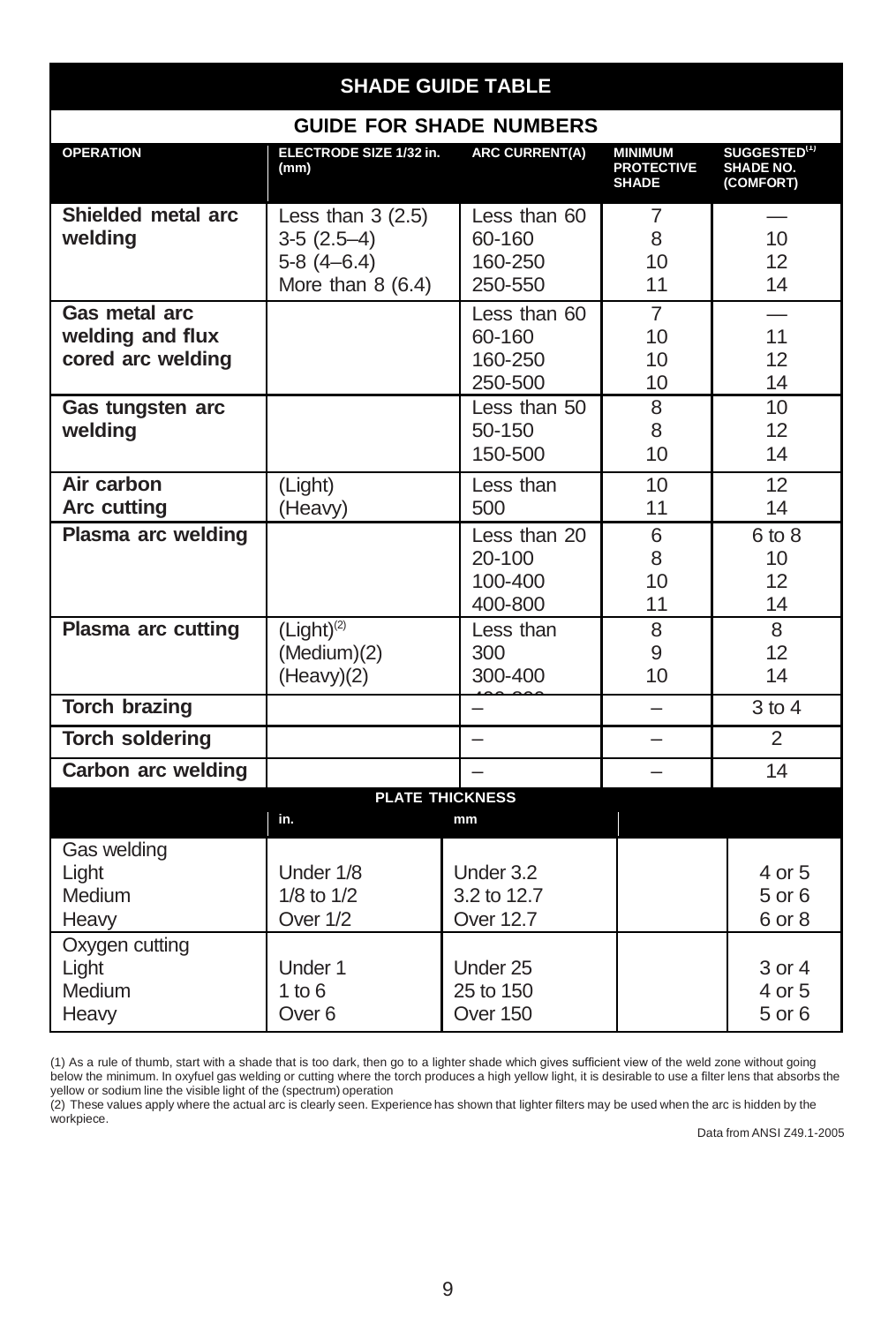## SHADE GUIDE TABLE

| GUIDE FOR SHADE NUMBERS | | | | |
|---|---|---|---|---|
| **OPERATION** | **ELECTRODE SIZE 1/32 in. (mm)** | **ARC CURRENT(A)** | **MINIMUM PROTECTIVE SHADE** | **SUGGESTED[1] SHADE NO. (COMFORT)** |
| **Shielded metal arc welding** | Less than 3 (2.5) | Less than 60 | 7 | — |
| | 3-5 (2.5–4) | 60-160 | 8 | 10 |
| | 5-8 (4–6.4) | 160-250 | 10 | 12 |
| | More than 8 (6.4) | 250-550 | 11 | 14 |
| **Gas metal arc welding and flux cored arc welding** | | Less than 60 | 7 | — |
| | | 60-160 | 10 | 11 |
| | | 160-250 | 10 | 12 |
| | | 250-500 | 10 | 14 |
| **Gas tungsten arc welding** | | Less than 50 | 8 | 10 |
| | | 50-150 | 8 | 12 |
| | | 150-500 | 10 | 14 |
| **Air carbon Arc cutting** | (Light) | Less than | 10 | 12 |
| | (Heavy) | 500 | 11 | 14 |
| **Plasma arc welding** | | Less than 20 | 6 | 6 to 8 |
| | | 20-100 | 8 | 10 |
| | | 100-400 | 10 | 12 |
| | | 400-800 | 11 | 14 |
| **Plasma arc cutting** | (Light)[2] | Less than | 8 | 8 |
| | (Medium)(2) | 300 | 9 | 12 |
| | (Heavy)(2) | 300-400 | 10 | 14 |
| **Torch brazing** | | – | – | 3 to 4 |
| **Torch soldering** | | – | – | 2 |
| **Carbon arc welding** | | – | – | 14 |
| | **PLATE THICKNESS** | | | |
| | **in.** | **mm** | | |
| Gas welding | | | | |
| Light | Under 1/8 | Under 3.2 | | 4 or 5 |
| Medium | 1/8 to 1/2 | 3.2 to 12.7 | | 5 or 6 |
| Heavy | Over 1/2 | Over 12.7 | | 6 or 8 |
| Oxygen cutting | | | | |
| Light | Under 1 | Under 25 | | 3 or 4 |
| Medium | 1 to 6 | 25 to 150 | | 4 or 5 |
| Heavy | Over 6 | Over 150 | | 5 or 6 |

(1) As a rule of thumb, start with a shade that is too dark, then go to a lighter shade which gives sufficient view of the weld zone without going below the minimum. In oxyfuel gas welding or cutting where the torch produces a high yellow light, it is desirable to use a filter lens that absorbs the yellow or sodium line the visible light of the (spectrum) operation

(2) These values apply where the actual arc is clearly seen. Experience has shown that lighter filters may be used when the arc is hidden by the workpiece.

Data from ANSI Z49.1-2005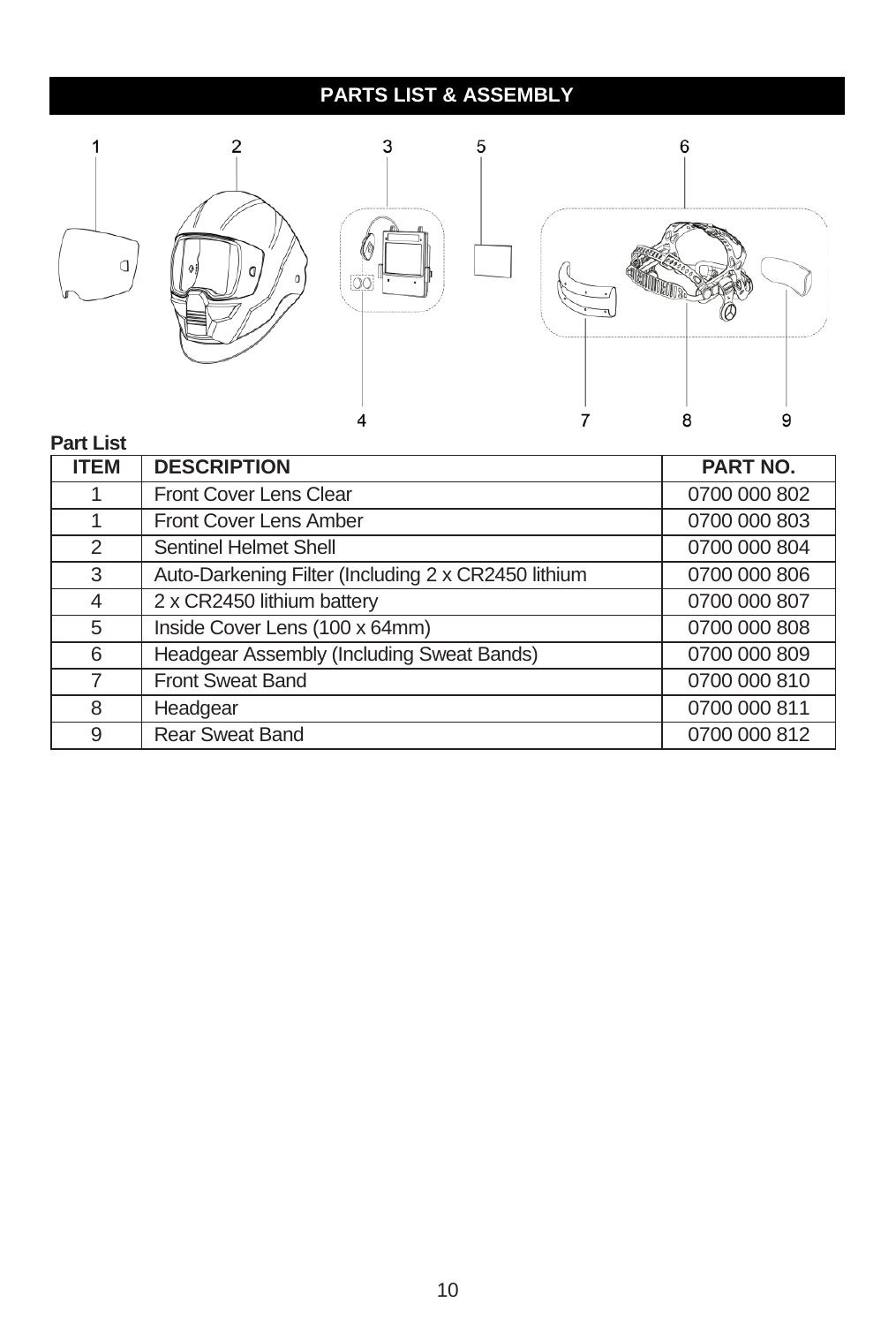## PARTS LIST & ASSEMBLY

**Part List**

| ITEM | DESCRIPTION | PART NO. |
|---|---|---|
| 1 | Front Cover Lens Clear | 0700 000 802 |
| 1 | Front Cover Lens Amber | 0700 000 803 |
| 2 | Sentinel Helmet Shell | 0700 000 804 |
| 3 | Auto-Darkening Filter (Including 2 x CR2450 lithium | 0700 000 806 |
| 4 | 2 x CR2450 lithium battery | 0700 000 807 |
| 5 | Inside Cover Lens (100 x 64mm) | 0700 000 808 |
| 6 | Headgear Assembly (Including Sweat Bands) | 0700 000 809 |
| 7 | Front Sweat Band | 0700 000 810 |
| 8 | Headgear | 0700 000 811 |
| 9 | Rear Sweat Band | 0700 000 812 |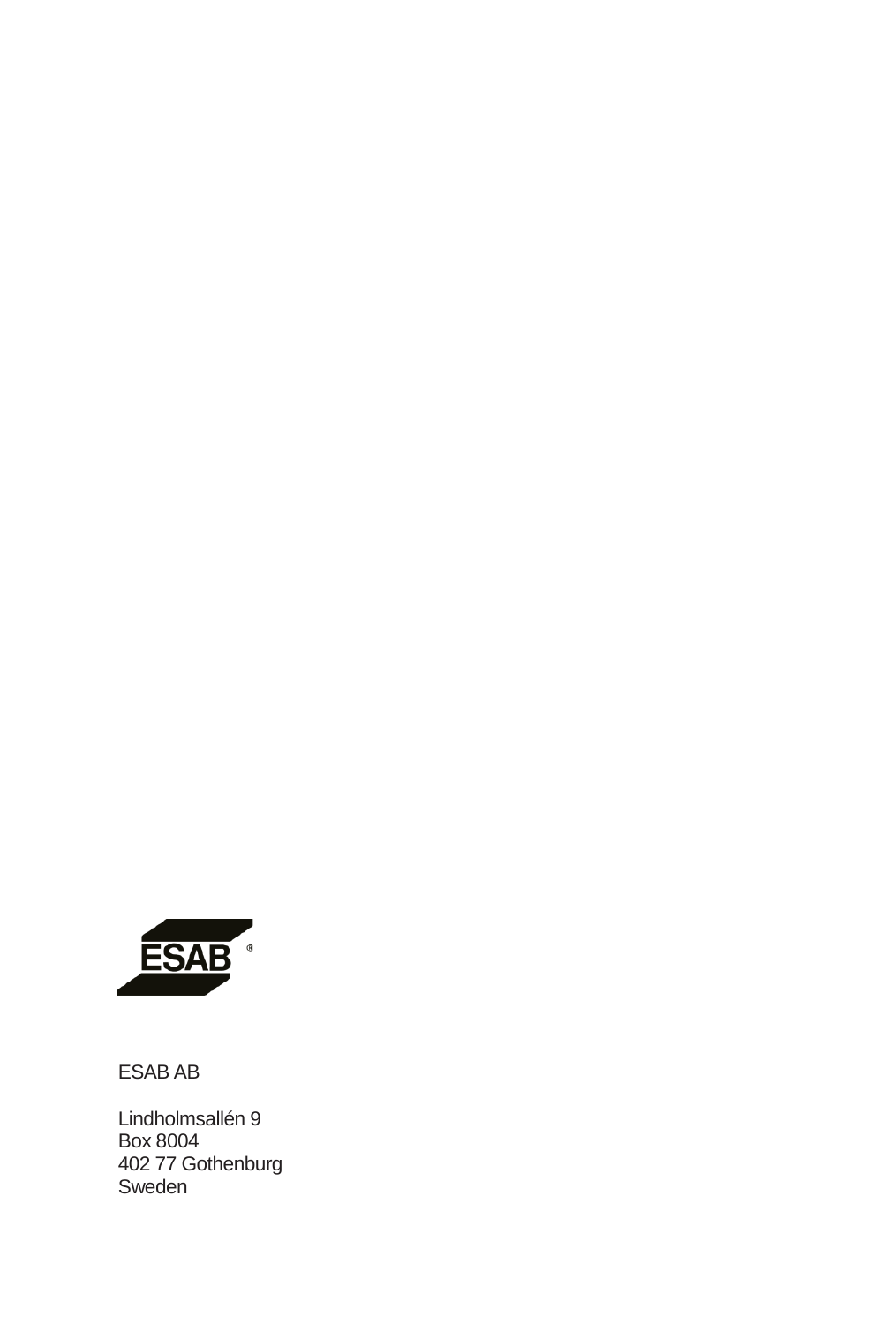ESAB AB

Lindholmsallén 9
Box 8004
402 77 Gothenburg
Sweden